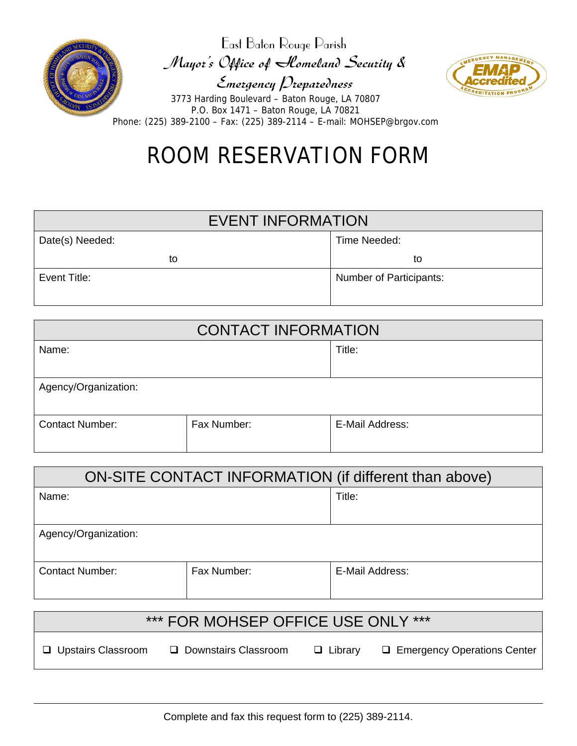East Baton Rouge Parish

*Mayor's Office of Homeland Security & Emergency Preparedness*

3773 Harding Boulevard – Baton Rouge, LA 70807
P.O. Box 1471 – Baton Rouge, LA 70821
Phone: (225) 389-2100 – Fax: (225) 389-2114 – E-mail: MOHSEP@brgov.com

# ROOM RESERVATION FORM

| EVENT INFORMATION | |
|---|---|
| Date(s) Needed: to | Time Needed: to |
| Event Title: | Number of Participants: |

| CONTACT INFORMATION | | |
|---|---|---|
| Name: | | Title: |
| Agency/Organization: | | |
| Contact Number: | Fax Number: | E-Mail Address: |

| ON-SITE CONTACT INFORMATION (if different than above) | | |
|---|---|---|
| Name: | | Title: |
| Agency/Organization: | | |
| Contact Number: | Fax Number: | E-Mail Address: |

| *** FOR MOHSEP OFFICE USE ONLY *** | | | |
|---|---|---|---|
| ☐ Upstairs Classroom | ☐ Downstairs Classroom | ☐ Library | ☐ Emergency Operations Center |

Complete and fax this request form to (225) 389-2114.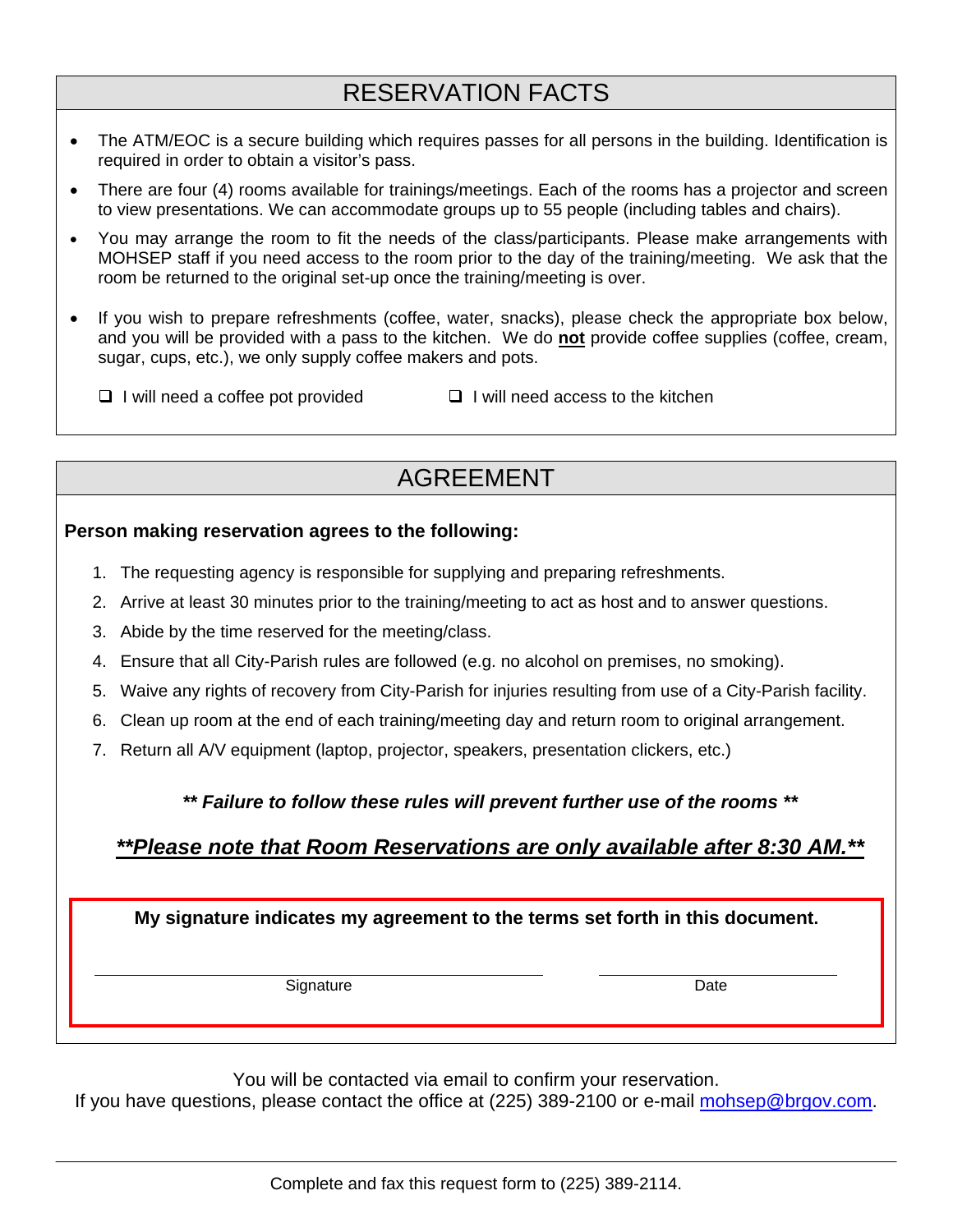## RESERVATION FACTS

- The ATM/EOC is a secure building which requires passes for all persons in the building. Identification is required in order to obtain a visitor's pass.
- There are four (4) rooms available for trainings/meetings. Each of the rooms has a projector and screen to view presentations. We can accommodate groups up to 55 people (including tables and chairs).
- You may arrange the room to fit the needs of the class/participants. Please make arrangements with MOHSEP staff if you need access to the room prior to the day of the training/meeting. We ask that the room be returned to the original set-up once the training/meeting is over.
- If you wish to prepare refreshments (coffee, water, snacks), please check the appropriate box below, and you will be provided with a pass to the kitchen. We do **not** provide coffee supplies (coffee, cream, sugar, cups, etc.), we only supply coffee makers and pots.

☐ I will need a coffee pot provided

☐ I will need access to the kitchen

## AGREEMENT

**Person making reservation agrees to the following:**

1. The requesting agency is responsible for supplying and preparing refreshments.
2. Arrive at least 30 minutes prior to the training/meeting to act as host and to answer questions.
3. Abide by the time reserved for the meeting/class.
4. Ensure that all City-Parish rules are followed (e.g. no alcohol on premises, no smoking).
5. Waive any rights of recovery from City-Parish for injuries resulting from use of a City-Parish facility.
6. Clean up room at the end of each training/meeting day and return room to original arrangement.
7. Return all A/V equipment (laptop, projector, speakers, presentation clickers, etc.)

***\*\* Failure to follow these rules will prevent further use of the rooms \*\****

***\*\*Please note that Room Reservations are only available after 8:30 AM.\*\****

**My signature indicates my agreement to the terms set forth in this document.**

\_\_\_\_\_\_\_\_\_\_\_\_\_\_\_\_\_\_\_\_\_\_\_\_\_\_\_\_\_\_\_\_\_\_ Signature

\_\_\_\_\_\_\_\_\_\_\_\_\_\_\_\_\_\_\_\_ Date

You will be contacted via email to confirm your reservation.
If you have questions, please contact the office at (225) 389-2100 or e-mail mohsep@brgov.com.

Complete and fax this request form to (225) 389-2114.